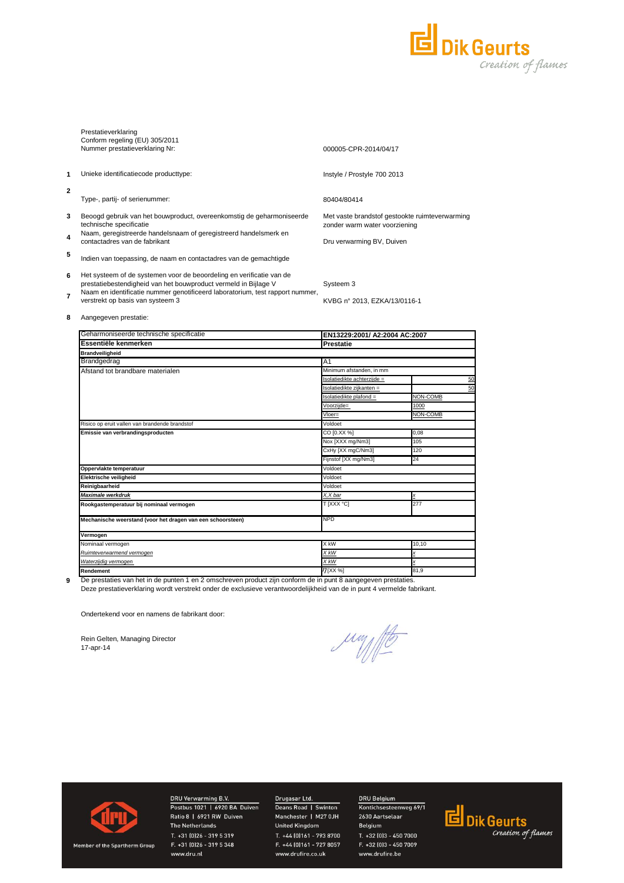Prestatieverklaring
Conform regeling (EU) 305/2011
Nummer prestatieverklaring Nr: 000005-CPR-2014/04/17

| | | |
|---|---|---|
| 1 | Unieke identificatiecode producttype: | Instyle / Prostyle 700 2013 |
| 2 | Type-, partij- of serienummer: | 80404/80414 |
| 3 | Beoogd gebruik van het bouwproduct, overeenkomstig de geharmoniseerde technische specificatie | Met vaste brandstof gestookte ruimteverwarming zonder warm water voorziening |
| 4 | Naam, geregistreerde handelsnaam of geregistreerd handelsmerk en contactadres van de fabrikant | Dru verwarming BV, Duiven |
| 5 | Indien van toepassing, de naam en contactadres van de gemachtigde | |
| 6 | Het systeem of de systemen voor de beoordeling en verificatie van de prestatiebestendigheid van het bouwproduct vermeld in Bijlage V | Systeem 3 |
| 7 | Naam en identificatie nummer genotificeerd laboratorium, test rapport nummer, verstrekt op basis van systeem 3 | KVBG n° 2013, EZKA/13/0116-1 |

**8** Aangegeven prestatie:

| Geharmoniseerde technische specificatie | EN13229:2001/ A2:2004 AC:2007 | |
|---|---|---|
| **Essentiële kenmerken** | **Prestatie** | |
| **Brandveiligheid** | | |
| Brandgedrag | A1 | |
| Afstand tot brandbare materialen | Minimum afstanden, in mm | |
| | Isolatiedikte achterzijde = | 50 |
| | Isolatiedikte zijkanten = | 50 |
| | Isolatiedikte plafond = | NON-COMB |
| | Voorzijde= | 1000 |
| | Vloer= | NON-COMB |
| Risico op eruit vallen van brandende brandstof | Voldoet | |
| **Emissie van verbrandingsproducten** | CO [0.XX %] | 0,08 |
| | Nox [XXX mg/Nm3] | 105 |
| | CxHy [XX mgC/Nm3] | 120 |
| | Fijnstof [XX mg/Nm3] | 24 |
| **Oppervlakte temperatuur** | Voldoet | |
| **Elektrische veiligheid** | Voldoet | |
| **Reinigbaarheid** | Voldoet | |
| ***Maximale werkdruk*** | *X,X bar* | *x* |
| **Rookgastemperatuur bij nominaal vermogen** | T [XXX °C] | 277 |
| **Mechanische weerstand (voor het dragen van een schoorsteen)** | NPD | |
| **Vermogen** | | |
| Nominaal vermogen | X kW | 10,10 |
| *Ruimteverwarmend vermogen* | *X kW* | *x* |
| *Waterzijdig vermogen* | *X kW* | *x* |
| **Rendement** | $\eta$ [XX %] | 81,9 |

**9** De prestaties van het in de punten 1 en 2 omschreven product zijn conform de in punt 8 aangegeven prestaties.
Deze prestatieverklaring wordt verstrekt onder de exclusieve verantwoordelijkheid van de in punt 4 vermelde fabrikant.

Ondertekend voor en namens de fabrikant door:

Rein Gelten, Managing Director
17-apr-14

Member of the Spartherm Group

DRU Verwarming B.V.
Postbus 1021 | 6920 BA Duiven
Ratio 8 | 6921 RW Duiven
The Netherlands
T. +31 (0)26 - 319 5 319
F. +31 (0)26 - 319 5 348
www.dru.nl

Drugasar Ltd.
Deans Road | Swinton
Manchester | M27 0JH
United Kingdom
T. +44 (0)161 - 793 8700
F. +44 (0)161 - 727 8057
www.drufire.co.uk

DRU Belgium
Kontichsesteenweg 69/1
2630 Aartselaar
Belgium
T. +32 (0)3 - 450 7000
F. +32 (0)3 - 450 7009
www.drufire.be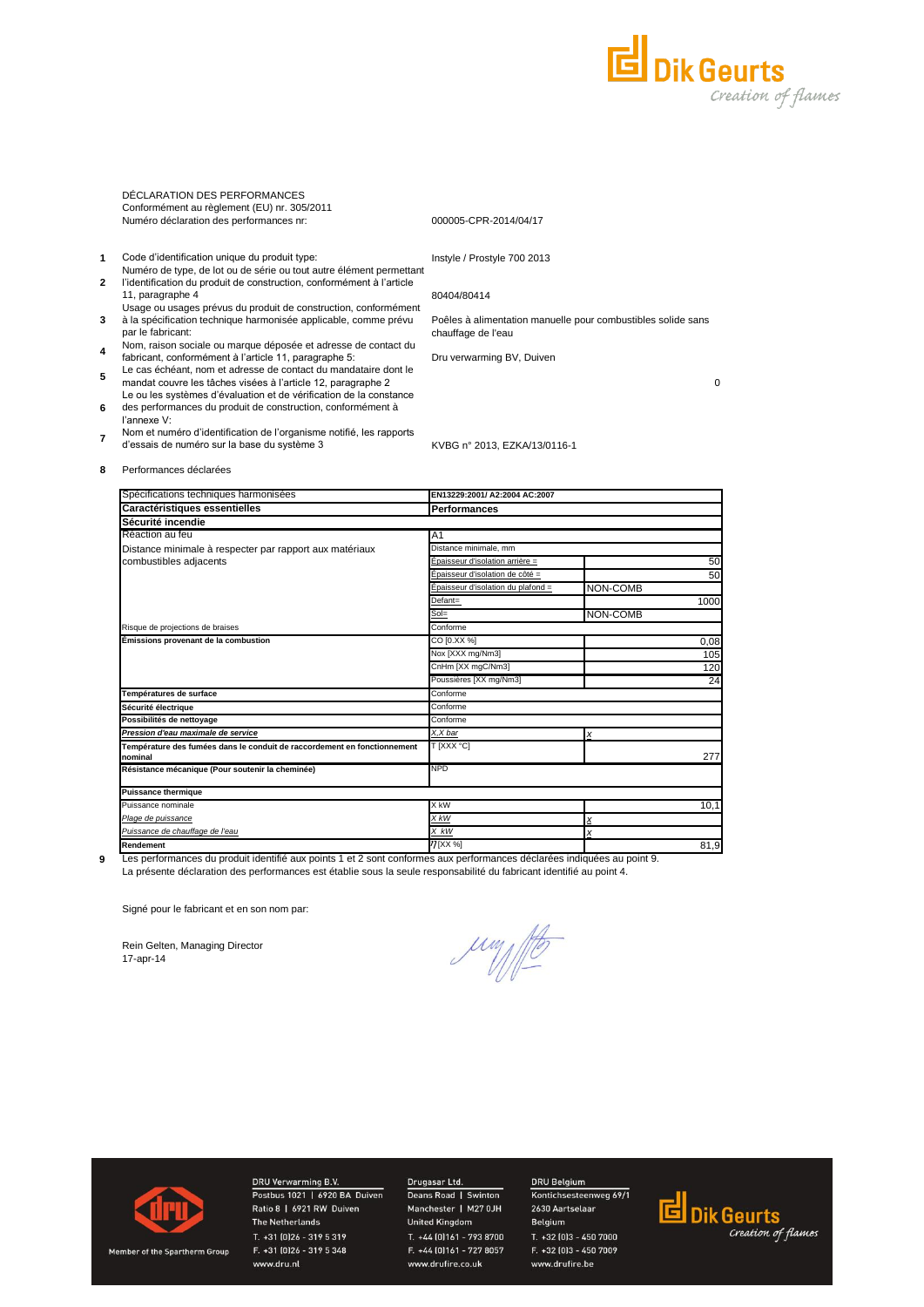DÉCLARATION DES PERFORMANCES
Conformément au règlement (EU) nr. 305/2011
Numéro déclaration des performances nr: 000005-CPR-2014/04/17

| | | |
|---|---|---|
| 1 | Code d'identification unique du produit type: | Instyle / Prostyle 700 2013 |
| 2 | Numéro de type, de lot ou de série ou tout autre élément permettant l'identification du produit de construction, conformément à l'article 11, paragraphe 4 | 80404/80414 |
| 3 | Usage ou usages prévus du produit de construction, conformément à la spécification technique harmonisée applicable, comme prévu par le fabricant: | Poêles à alimentation manuelle pour combustibles solide sans chauffage de l'eau |
| 4 | Nom, raison sociale ou marque déposée et adresse de contact du fabricant, conformément à l'article 11, paragraphe 5: | Dru verwarming BV, Duiven |
| 5 | Le cas échéant, nom et adresse de contact du mandataire dont le mandat couvre les tâches visées à l'article 12, paragraphe 2 | 0 |
| 6 | Le ou les systèmes d'évaluation et de vérification de la constance des performances du produit de construction, conformément à l'annexe V: | |
| 7 | Nom et numéro d'identification de l'organisme notifié, les rapports d'essais de numéro sur la base du système 3 | KVBG n° 2013, EZKA/13/0116-1 |

**8** Performances déclarées

| Spécifications techniques harmonisées | EN13229:2001/ A2:2004 AC:2007 | |
|---|---|---|
| **Caractéristiques essentielles** | **Performances** | |
| **Sécurité incendie** | | |
| Réaction au feu | A1 | |
| Distance minimale à respecter par rapport aux matériaux combustibles adjacents | Distance minimale, mm | |
| | Épaisseur d'isolation arrière = | 50 |
| | Épaisseur d'isolation de côté = | 50 |
| | Épaisseur d'isolation du plafond = | NON-COMB |
| | Defant= | 1000 |
| | Sol= | NON-COMB |
| Risque de projections de braises | Conforme | |
| **Émissions provenant de la combustion** | CO [0.XX %] | 0,08 |
| | Nox [XXX mg/Nm3] | 105 |
| | CnHm [XX mgC/Nm3] | 120 |
| | Poussières [XX mg/Nm3] | 24 |
| **Températures de surface** | Conforme | |
| **Sécurité électrique** | Conforme | |
| **Possibilités de nettoyage** | Conforme | |
| ***Pression d'eau maximale de service*** | *X,X bar* | *X* |
| **Température des fumées dans le conduit de raccordement en fonctionnement nominal** | T [XXX °C] | 277 |
| **Résistance mécanique (Pour soutenir la cheminée)** | NPD | |
| **Puissance thermique** | | |
| Puissance nominale | X kW | 10,1 |
| *Plage de puissance* | *X kW* | *X* |
| *Puissance de chauffage de l'eau* | *X kW* | *X* |
| **Rendement** | η [XX %] | 81,9 |

**9** Les performances du produit identifié aux points 1 et 2 sont conformes aux performances déclarées indiquées au point 9.
La présente déclaration des performances est établie sous la seule responsabilité du fabricant identifié au point 4.

Signé pour le fabricant et en son nom par:

Rein Gelten, Managing Director
17-apr-14

DRU Verwarming B.V.
Postbus 1021 | 6920 BA Duiven
Ratio 8 | 6921 RW Duiven
The Netherlands
T. +31 (0)26 - 319 5 319
F. +31 (0)26 - 319 5 348
www.dru.nl

Drugasar Ltd.
Deans Road | Swinton
Manchester | M27 0JH
United Kingdom
T. +44 (0)161 - 793 8700
F. +44 (0)161 - 727 8057
www.drufire.co.uk

DRU Belgium
Kontichsesteenweg 69/1
2630 Aartselaar
Belgium
T. +32 (0)3 - 450 7000
F. +32 (0)3 - 450 7009
www.drufire.be

Member of the Spartherm Group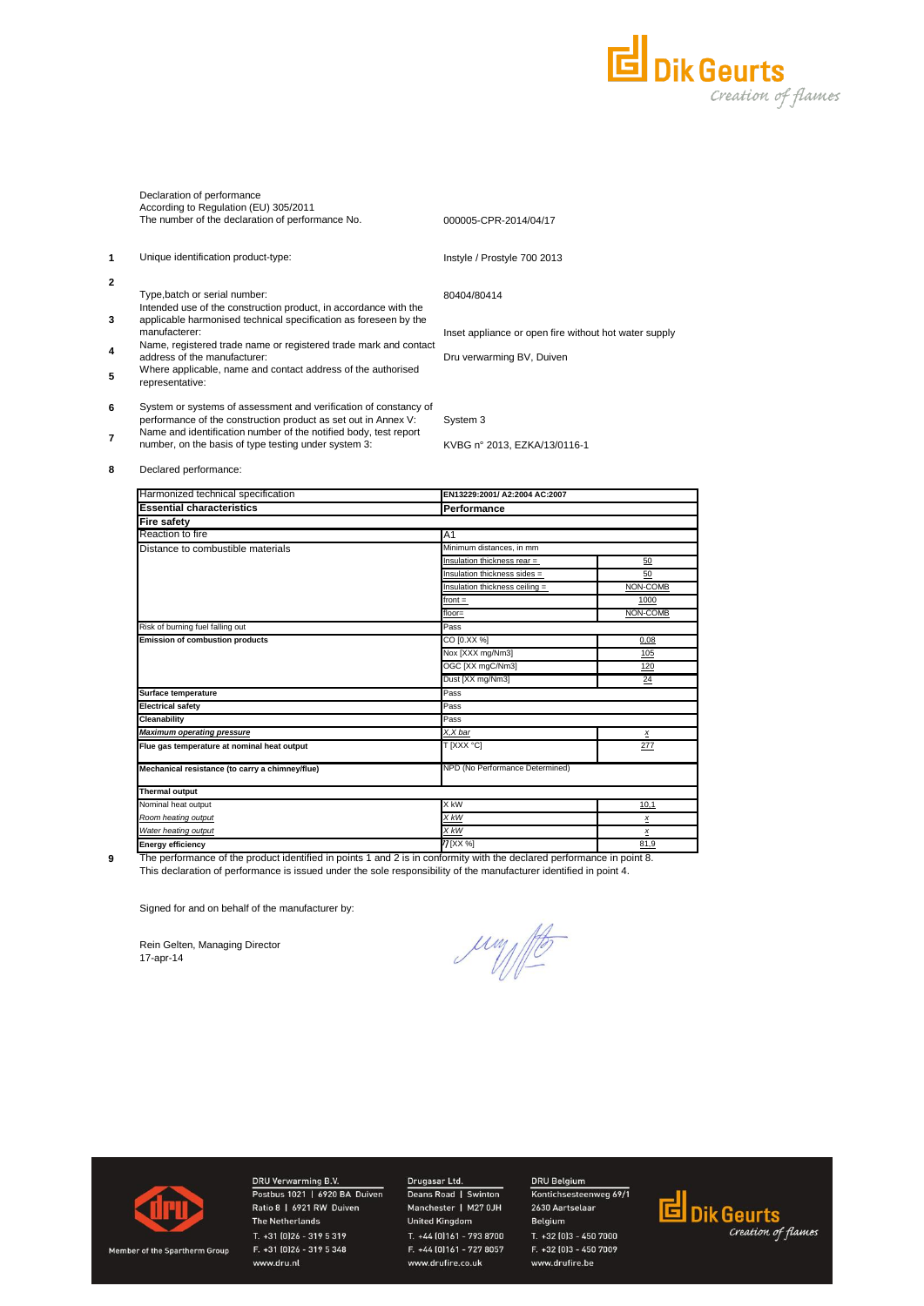Declaration of performance
According to Regulation (EU) 305/2011
The number of the declaration of performance No. 000005-CPR-2014/04/17

| | | |
|---|---|---|
| 1 | Unique identification product-type: | Instyle / Prostyle 700 2013 |
| 2 | Type,batch or serial number: | 80404/80414 |
| 3 | Intended use of the construction product, in accordance with the applicable harmonised technical specification as foreseen by the manufacterer: | Inset appliance or open fire without hot water supply |
| 4 | Name, registered trade name or registered trade mark and contact address of the manufacturer: | Dru verwarming BV, Duiven |
| 5 | Where applicable, name and contact address of the authorised representative: | |
| 6 | System or systems of assessment and verification of constancy of performance of the construction product as set out in Annex V: | System 3 |
| 7 | Name and identification number of the notified body, test report number, on the basis of type testing under system 3: | KVBG n° 2013, EZKA/13/0116-1 |

8 Declared performance:

| Harmonized technical specification | EN13229:2001/ A2:2004 AC:2007 | |
|---|---|---|
| **Essential characteristics** | **Performance** | |
| **Fire safety** | | |
| Reaction to fire | A1 | |
| Distance to combustible materials | Minimum distances, in mm | |
| | Insulation thickness rear = | 50 |
| | Insulation thickness sides = | 50 |
| | Insulation thickness ceiling = | NON-COMB |
| | front = | 1000 |
| | floor= | NON-COMB |
| Risk of burning fuel falling out | Pass | |
| **Emission of combustion products** | CO [0.XX %] | 0,08 |
| | Nox [XXX mg/Nm3] | 105 |
| | OGC [XX mgC/Nm3] | 120 |
| | Dust [XX mg/Nm3] | 24 |
| **Surface temperature** | Pass | |
| **Electrical safety** | Pass | |
| **Cleanability** | Pass | |
| ***Maximum operating pressure*** | *X,X bar* | *x* |
| **Flue gas temperature at nominal heat output** | T [XXX °C] | 277 |
| **Mechanical resistance (to carry a chimney/flue)** | NPD (No Performance Determined) | |
| **Thermal output** | | |
| Nominal heat output | X kW | 10,1 |
| *Room heating output* | *X kW* | *x* |
| *Water heating output* | *X kW* | *x* |
| **Energy efficiency** | $\eta$ [XX %] | 81,9 |

9 The performance of the product identified in points 1 and 2 is in conformity with the declared performance in point 8.
This declaration of performance is issued under the sole responsibility of the manufacturer identified in point 4.

Signed for and on behalf of the manufacturer by:

Rein Gelten, Managing Director
17-apr-14

Member of the Spartherm Group

DRU Verwarming B.V.
Postbus 1021 | 6920 BA Duiven
Ratio 8 | 6921 RW Duiven
The Netherlands
T. +31 (0)26 - 319 5 319
F. +31 (0)26 - 319 5 348
www.dru.nl

Drugasar Ltd.
Deans Road | Swinton
Manchester | M27 0JH
United Kingdom
T. +44 (0)161 - 793 8700
F. +44 (0)161 - 727 8057
www.drufire.co.uk

DRU Belgium
Kontichsesteenweg 69/1
2630 Aartselaar
Belgium
T. +32 (0)3 - 450 7000
F. +32 (0)3 - 450 7009
www.drufire.be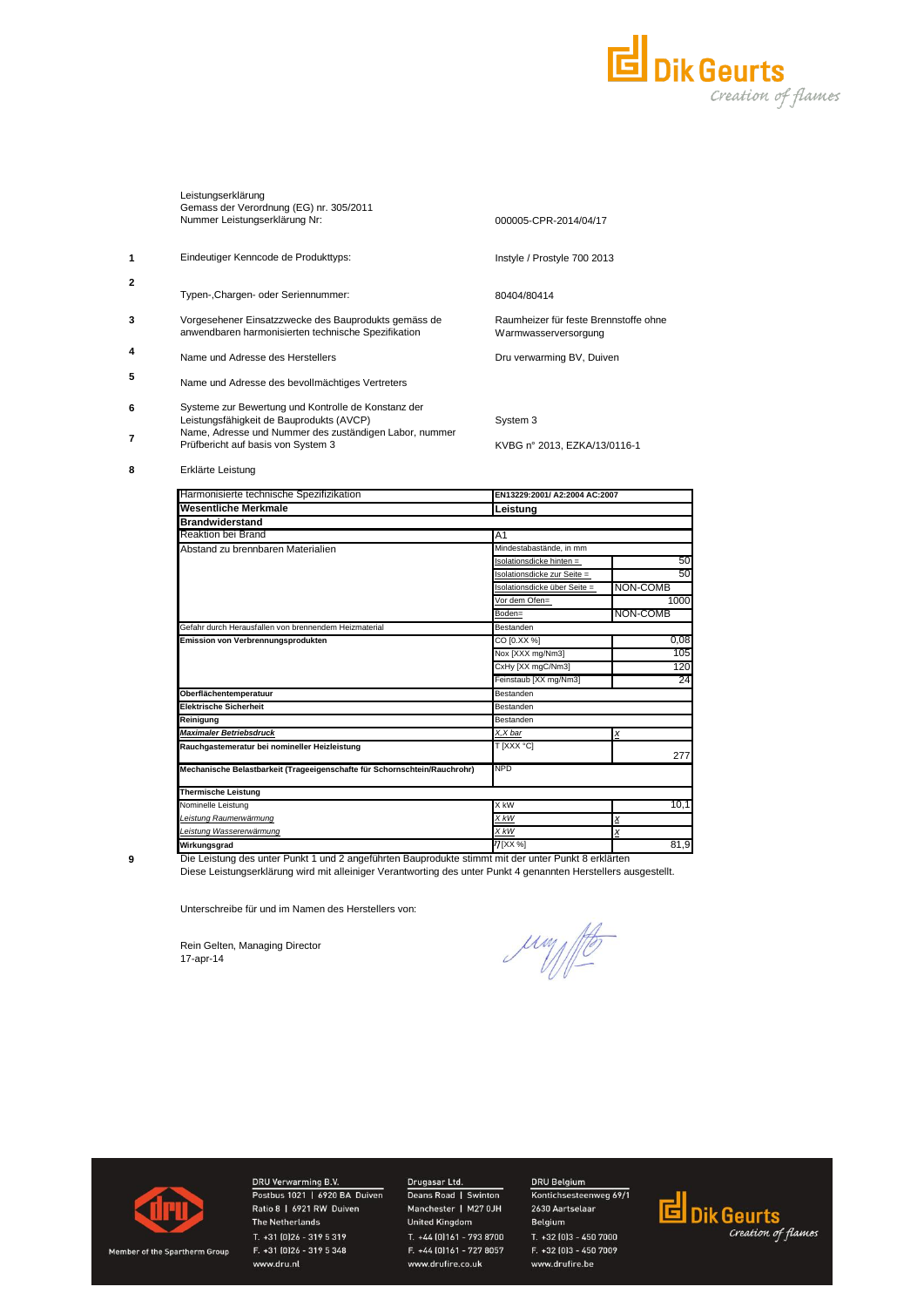Leistungserklärung
Gemass der Verordnung (EG) nr. 305/2011
Nummer Leistungserklärung Nr: 000005-CPR-2014/04/17

| | | |
|---|---|---|
| 1 | Eindeutiger Kenncode de Produkttyps: | Instyle / Prostyle 700 2013 |
| 2 | Typen-,Chargen- oder Seriennummer: | 80404/80414 |
| 3 | Vorgesehener Einsatzzwecke des Bauprodukts gemäss de anwendbaren harmonisierten technische Spezifikation | Raumheizer für feste Brennstoffe ohne Warmwasserversorgung |
| 4 | Name und Adresse des Herstellers | Dru verwarming BV, Duiven |
| 5 | Name und Adresse des bevollmächtiges Vertreters | |
| 6 | Systeme zur Bewertung und Kontrolle de Konstanz der Leistungsfähigkeit de Bauprodukts (AVCP) | System 3 |
| 7 | Name, Adresse und Nummer des zuständigen Labor, nummer Prüfbericht auf basis von System 3 | KVBG n° 2013, EZKA/13/0116-1 |
| 8 | Erklärte Leistung | |

| Harmonisierte technische Spezifikation | EN13229:2001/ A2:2004 AC:2007 | |
|---|---|---|
| **Wesentliche Merkmale** | **Leistung** | |
| **Brandwiderstand** | | |
| Reaktion bei Brand | A1 | |
| Abstand zu brennbaren Materialien | Mindestabstände, in mm | |
| | Isolationsdicke hinten = | 50 |
| | Isolationsdicke zur Seite = | 50 |
| | Isolationsdicke über Seite = | NON-COMB |
| | Vor dem Ofen= | 1000 |
| | Boden= | NON-COMB |
| Gefahr durch Herausfallen von brennendem Heizmaterial | Bestanden | |
| **Emission von Verbrennungsprodukten** | CO [0.XX %] | 0,08 |
| | Nox [XXX mg/Nm3] | 105 |
| | CxHy [XX mgC/Nm3] | 120 |
| | Feinstaub [XX mg/Nm3] | 24 |
| **Oberflächentemperatuur** | Bestanden | |
| **Elektrische Sicherheit** | Bestanden | |
| **Reinigung** | Bestanden | |
| ***Maximaler Betriebsdruck*** | *X,X bar* | *x* |
| **Rauchgastemeratur bei nomineller Heizleistung** | T [XXX °C] | 277 |
| **Mechanische Belastbarkeit (Trageeigenschafte für Schornschtein/Rauchrohr)** | NPD | |
| **Thermische Leistung** | | |
| Nominelle Leistung | X kW | 10,1 |
| *Leistung Raumerwärmung* | *X kW* | *x* |
| *Leistung Wassererwärmung* | *X kW* | *x* |
| **Wirkungsgrad** | η [XX %] | 81,9 |

9 Die Leistung des unter Punkt 1 und 2 angeführten Bauprodukte stimmt mit der unter Punkt 8 erklärten
Diese Leistungserklärung wird mit alleiniger Verantworting des unter Punkt 4 genannten Herstellers ausgestellt.

Unterschreibe für und im Namen des Herstellers von:

Rein Gelten, Managing Director
17-apr-14

Member of the Spartherm Group

DRU Verwarming B.V.
Postbus 1021 | 6920 BA Duiven
Ratio 8 | 6921 RW Duiven
The Netherlands
T. +31 (0)26 - 319 5 319
F. +31 (0)26 - 319 5 348
www.dru.nl

Drugasar Ltd.
Deans Road | Swinton
Manchester | M27 0JH
United Kingdom
T. +44 (0)161 - 793 8700
F. +44 (0)161 - 727 8057
www.drufire.co.uk

DRU Belgium
Kontichsesteenweg 69/1
2630 Aartselaar
Belgium
T. +32 (0)3 - 450 7000
F. +32 (0)3 - 450 7009
www.drufire.be